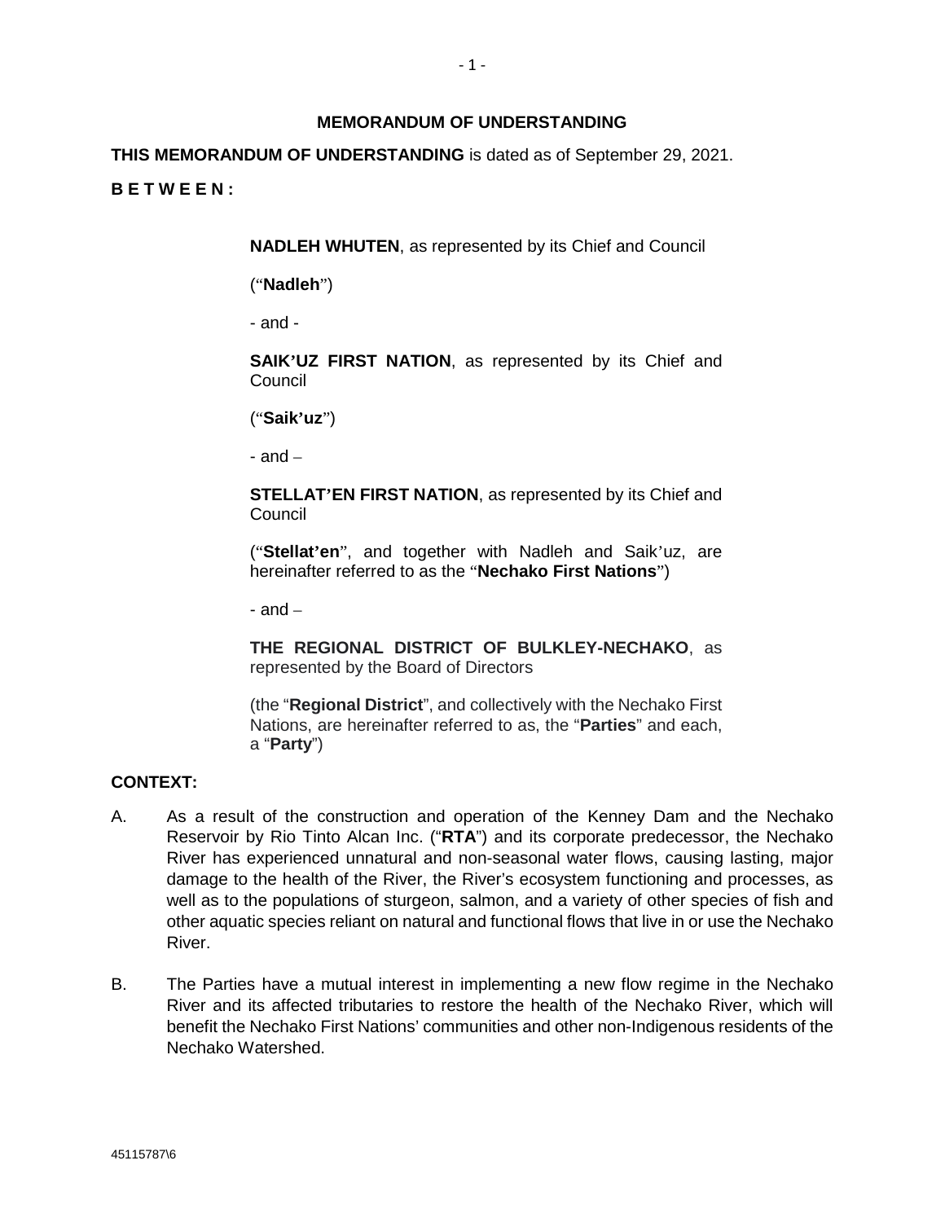# MEMORANDUM OF UNDERSTANDING

**THIS MEMORANDUM OF UNDERSTANDING** is dated as of September 29, 2021.

**B E T W E E N :**

> **NADLEH WHUTEN**, as represented by its Chief and Council
>
> ("**Nadleh**")
>
> - and -
>
> **SAIK'UZ FIRST NATION**, as represented by its Chief and Council
>
> ("**Saik'uz**")
>
> - and –
>
> **STELLAT'EN FIRST NATION**, as represented by its Chief and Council
>
> ("**Stellat'en**", and together with Nadleh and Saik'uz, are hereinafter referred to as the "**Nechako First Nations**")
>
> - and –
>
> **THE REGIONAL DISTRICT OF BULKLEY-NECHAKO**, as represented by the Board of Directors
>
> (the "**Regional District**", and collectively with the Nechako First Nations, are hereinafter referred to as, the "**Parties**" and each, a "**Party**")

## CONTEXT:

A. As a result of the construction and operation of the Kenney Dam and the Nechako Reservoir by Rio Tinto Alcan Inc. ("**RTA**") and its corporate predecessor, the Nechako River has experienced unnatural and non-seasonal water flows, causing lasting, major damage to the health of the River, the River's ecosystem functioning and processes, as well as to the populations of sturgeon, salmon, and a variety of other species of fish and other aquatic species reliant on natural and functional flows that live in or use the Nechako River.

B. The Parties have a mutual interest in implementing a new flow regime in the Nechako River and its affected tributaries to restore the health of the Nechako River, which will benefit the Nechako First Nations' communities and other non-Indigenous residents of the Nechako Watershed.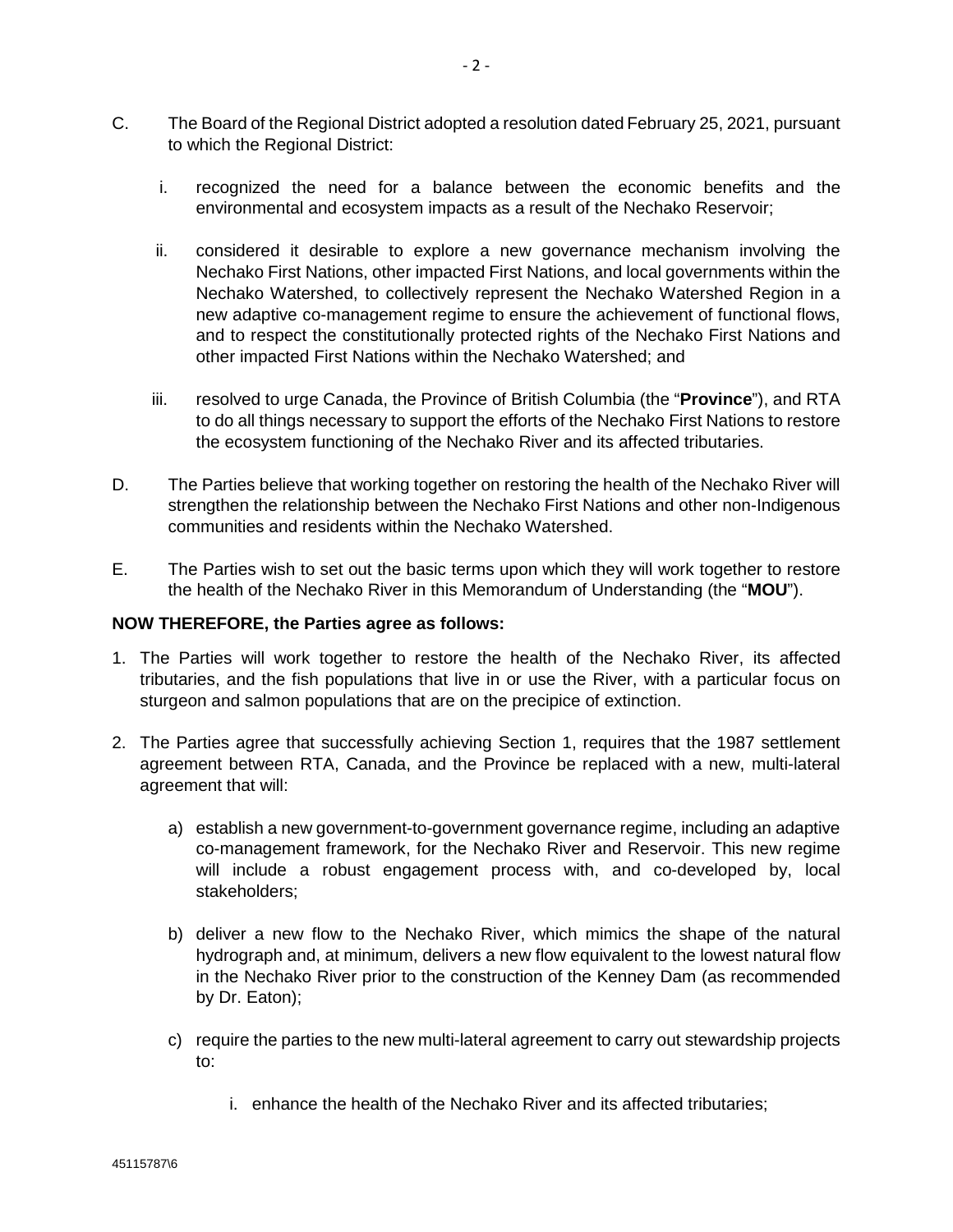C. The Board of the Regional District adopted a resolution dated February 25, 2021, pursuant to which the Regional District:

   i. recognized the need for a balance between the economic benefits and the environmental and ecosystem impacts as a result of the Nechako Reservoir;

   ii. considered it desirable to explore a new governance mechanism involving the Nechako First Nations, other impacted First Nations, and local governments within the Nechako Watershed, to collectively represent the Nechako Watershed Region in a new adaptive co-management regime to ensure the achievement of functional flows, and to respect the constitutionally protected rights of the Nechako First Nations and other impacted First Nations within the Nechako Watershed; and

   iii. resolved to urge Canada, the Province of British Columbia (the "**Province**"), and RTA to do all things necessary to support the efforts of the Nechako First Nations to restore the ecosystem functioning of the Nechako River and its affected tributaries.

D. The Parties believe that working together on restoring the health of the Nechako River will strengthen the relationship between the Nechako First Nations and other non-Indigenous communities and residents within the Nechako Watershed.

E. The Parties wish to set out the basic terms upon which they will work together to restore the health of the Nechako River in this Memorandum of Understanding (the "**MOU**").

**NOW THEREFORE, the Parties agree as follows:**

1. The Parties will work together to restore the health of the Nechako River, its affected tributaries, and the fish populations that live in or use the River, with a particular focus on sturgeon and salmon populations that are on the precipice of extinction.

2. The Parties agree that successfully achieving Section 1, requires that the 1987 settlement agreement between RTA, Canada, and the Province be replaced with a new, multi-lateral agreement that will:

   a) establish a new government-to-government governance regime, including an adaptive co-management framework, for the Nechako River and Reservoir. This new regime will include a robust engagement process with, and co-developed by, local stakeholders;

   b) deliver a new flow to the Nechako River, which mimics the shape of the natural hydrograph and, at minimum, delivers a new flow equivalent to the lowest natural flow in the Nechako River prior to the construction of the Kenney Dam (as recommended by Dr. Eaton);

   c) require the parties to the new multi-lateral agreement to carry out stewardship projects to:

      i. enhance the health of the Nechako River and its affected tributaries;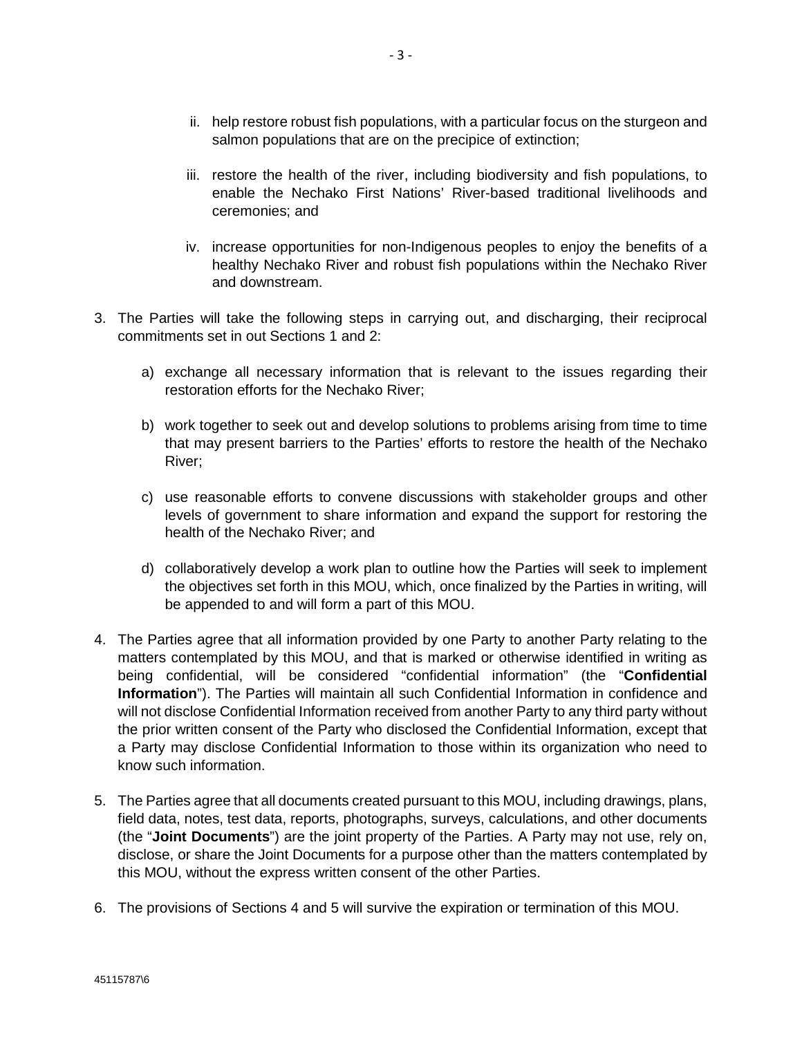ii. help restore robust fish populations, with a particular focus on the sturgeon and salmon populations that are on the precipice of extinction;

iii. restore the health of the river, including biodiversity and fish populations, to enable the Nechako First Nations' River-based traditional livelihoods and ceremonies; and

iv. increase opportunities for non-Indigenous peoples to enjoy the benefits of a healthy Nechako River and robust fish populations within the Nechako River and downstream.

3. The Parties will take the following steps in carrying out, and discharging, their reciprocal commitments set in out Sections 1 and 2:

   a) exchange all necessary information that is relevant to the issues regarding their restoration efforts for the Nechako River;

   b) work together to seek out and develop solutions to problems arising from time to time that may present barriers to the Parties' efforts to restore the health of the Nechako River;

   c) use reasonable efforts to convene discussions with stakeholder groups and other levels of government to share information and expand the support for restoring the health of the Nechako River; and

   d) collaboratively develop a work plan to outline how the Parties will seek to implement the objectives set forth in this MOU, which, once finalized by the Parties in writing, will be appended to and will form a part of this MOU.

4. The Parties agree that all information provided by one Party to another Party relating to the matters contemplated by this MOU, and that is marked or otherwise identified in writing as being confidential, will be considered "confidential information" (the "**Confidential Information**"). The Parties will maintain all such Confidential Information in confidence and will not disclose Confidential Information received from another Party to any third party without the prior written consent of the Party who disclosed the Confidential Information, except that a Party may disclose Confidential Information to those within its organization who need to know such information.

5. The Parties agree that all documents created pursuant to this MOU, including drawings, plans, field data, notes, test data, reports, photographs, surveys, calculations, and other documents (the "**Joint Documents**") are the joint property of the Parties. A Party may not use, rely on, disclose, or share the Joint Documents for a purpose other than the matters contemplated by this MOU, without the express written consent of the other Parties.

6. The provisions of Sections 4 and 5 will survive the expiration or termination of this MOU.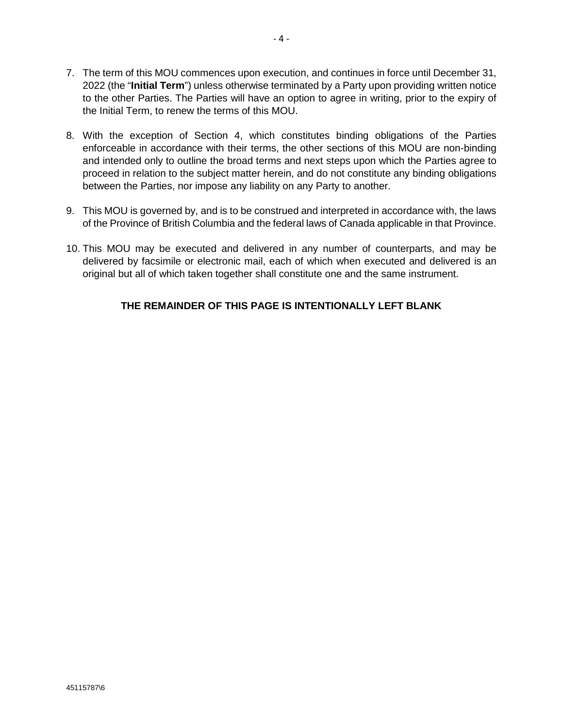7. The term of this MOU commences upon execution, and continues in force until December 31, 2022 (the "**Initial Term**") unless otherwise terminated by a Party upon providing written notice to the other Parties. The Parties will have an option to agree in writing, prior to the expiry of the Initial Term, to renew the terms of this MOU.

8. With the exception of Section 4, which constitutes binding obligations of the Parties enforceable in accordance with their terms, the other sections of this MOU are non-binding and intended only to outline the broad terms and next steps upon which the Parties agree to proceed in relation to the subject matter herein, and do not constitute any binding obligations between the Parties, nor impose any liability on any Party to another.

9. This MOU is governed by, and is to be construed and interpreted in accordance with, the laws of the Province of British Columbia and the federal laws of Canada applicable in that Province.

10. This MOU may be executed and delivered in any number of counterparts, and may be delivered by facsimile or electronic mail, each of which when executed and delivered is an original but all of which taken together shall constitute one and the same instrument.

**THE REMAINDER OF THIS PAGE IS INTENTIONALLY LEFT BLANK**

45115787\6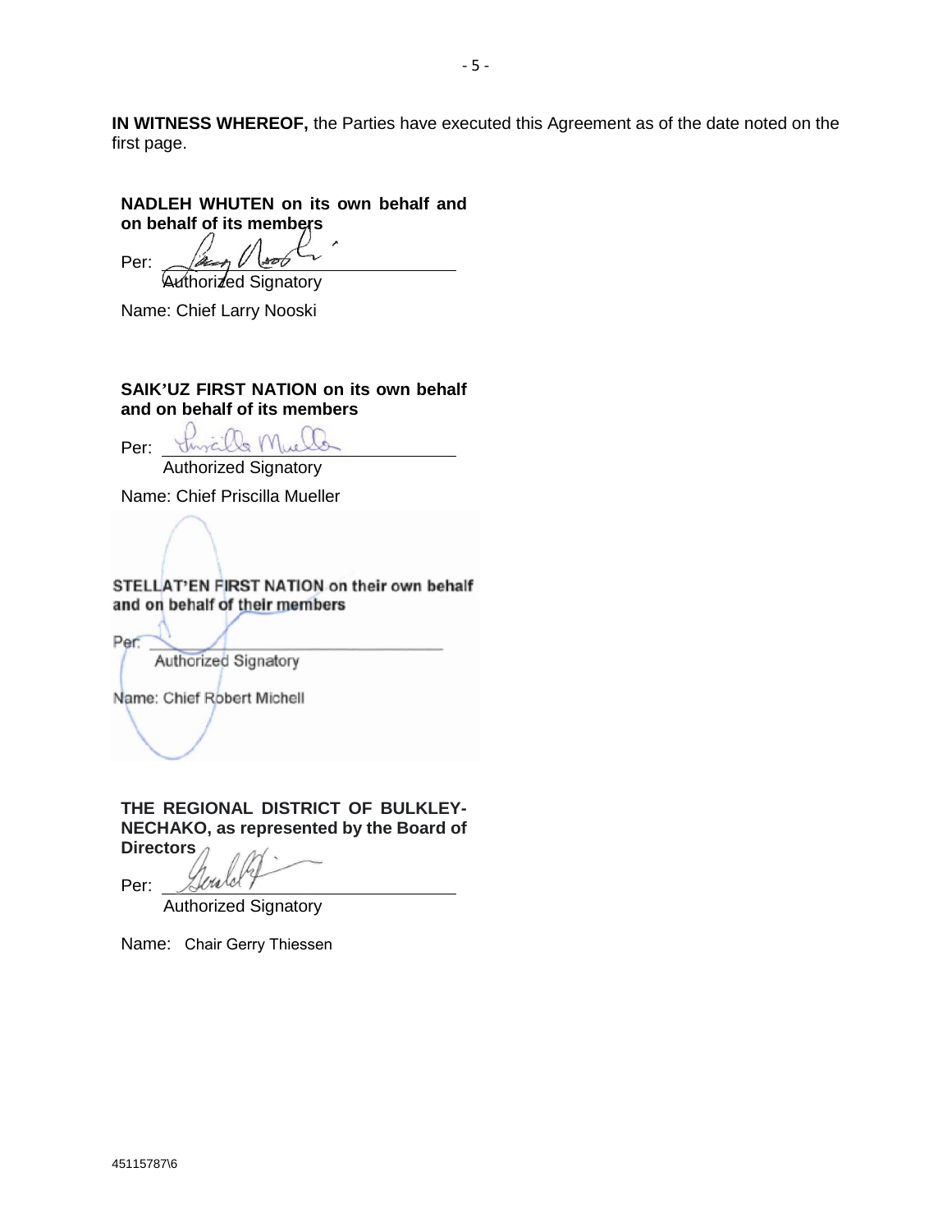**IN WITNESS WHEREOF,** the Parties have executed this Agreement as of the date noted on the first page.

**NADLEH WHUTEN on its own behalf and on behalf of its members**

Per: ______________________________
Authorized Signatory

Name: Chief Larry Nooski

**SAIK'UZ FIRST NATION on its own behalf and on behalf of its members**

Per: ______________________________
Authorized Signatory

Name: Chief Priscilla Mueller

**STELLAT'EN FIRST NATION on their own behalf and on behalf of their members**

Per: ______________________________
Authorized Signatory

Name: Chief Robert Michell

**THE REGIONAL DISTRICT OF BULKLEY-NECHAKO, as represented by the Board of Directors**

Per: ______________________________
Authorized Signatory

Name: Chair Gerry Thiessen

45115787\6